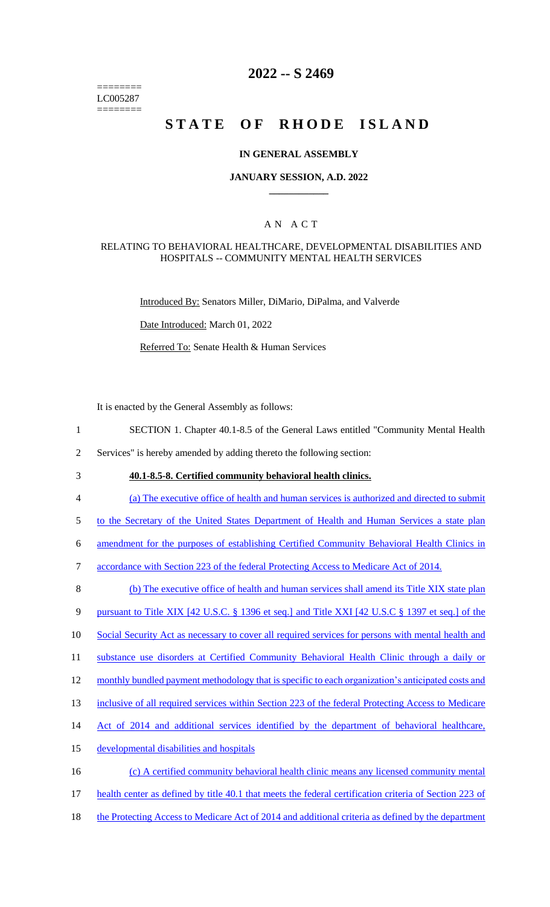========
LC005287
========

# 2022 -- S 2469

# STATE OF RHODE ISLAND

## IN GENERAL ASSEMBLY

### JANUARY SESSION, A.D. 2022

## A N A C T

### RELATING TO BEHAVIORAL HEALTHCARE, DEVELOPMENTAL DISABILITIES AND HOSPITALS -- COMMUNITY MENTAL HEALTH SERVICES

Introduced By: Senators Miller, DiMario, DiPalma, and Valverde

Date Introduced: March 01, 2022

Referred To: Senate Health & Human Services

It is enacted by the General Assembly as follows:

1 SECTION 1. Chapter 40.1-8.5 of the General Laws entitled "Community Mental Health
2 Services" is hereby amended by adding thereto the following section:

3 **40.1-8.5-8. Certified community behavioral health clinics.**

4 (a) The executive office of health and human services is authorized and directed to submit
5 to the Secretary of the United States Department of Health and Human Services a state plan
6 amendment for the purposes of establishing Certified Community Behavioral Health Clinics in
7 accordance with Section 223 of the federal Protecting Access to Medicare Act of 2014.

8 (b) The executive office of health and human services shall amend its Title XIX state plan
9 pursuant to Title XIX [42 U.S.C. § 1396 et seq.] and Title XXI [42 U.S.C § 1397 et seq.] of the
10 Social Security Act as necessary to cover all required services for persons with mental health and
11 substance use disorders at Certified Community Behavioral Health Clinic through a daily or
12 monthly bundled payment methodology that is specific to each organization's anticipated costs and
13 inclusive of all required services within Section 223 of the federal Protecting Access to Medicare
14 Act of 2014 and additional services identified by the department of behavioral healthcare,
15 developmental disabilities and hospitals

16 (c) A certified community behavioral health clinic means any licensed community mental
17 health center as defined by title 40.1 that meets the federal certification criteria of Section 223 of
18 the Protecting Access to Medicare Act of 2014 and additional criteria as defined by the department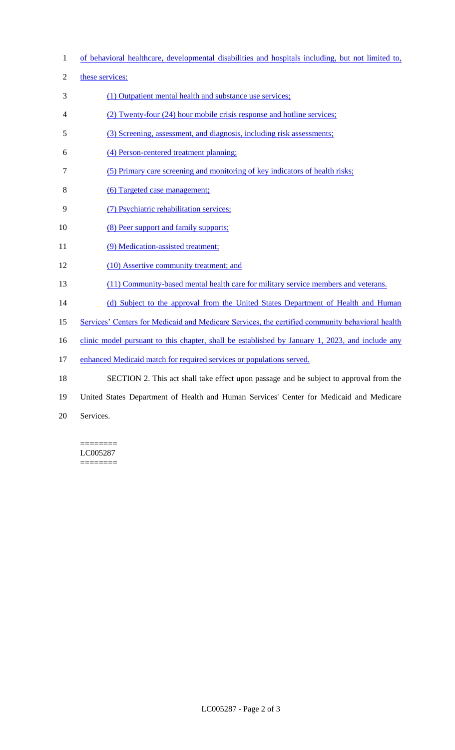of behavioral healthcare, developmental disabilities and hospitals including, but not limited to, these services:

(1) Outpatient mental health and substance use services;

(2) Twenty-four (24) hour mobile crisis response and hotline services;

(3) Screening, assessment, and diagnosis, including risk assessments;

(4) Person-centered treatment planning;

(5) Primary care screening and monitoring of key indicators of health risks;

(6) Targeted case management;

(7) Psychiatric rehabilitation services;

(8) Peer support and family supports;

(9) Medication-assisted treatment;

(10) Assertive community treatment; and

(11) Community-based mental health care for military service members and veterans.

(d) Subject to the approval from the United States Department of Health and Human Services' Centers for Medicaid and Medicare Services, the certified community behavioral health clinic model pursuant to this chapter, shall be established by January 1, 2023, and include any enhanced Medicaid match for required services or populations served.

SECTION 2. This act shall take effect upon passage and be subject to approval from the United States Department of Health and Human Services' Center for Medicaid and Medicare Services.

========
LC005287
========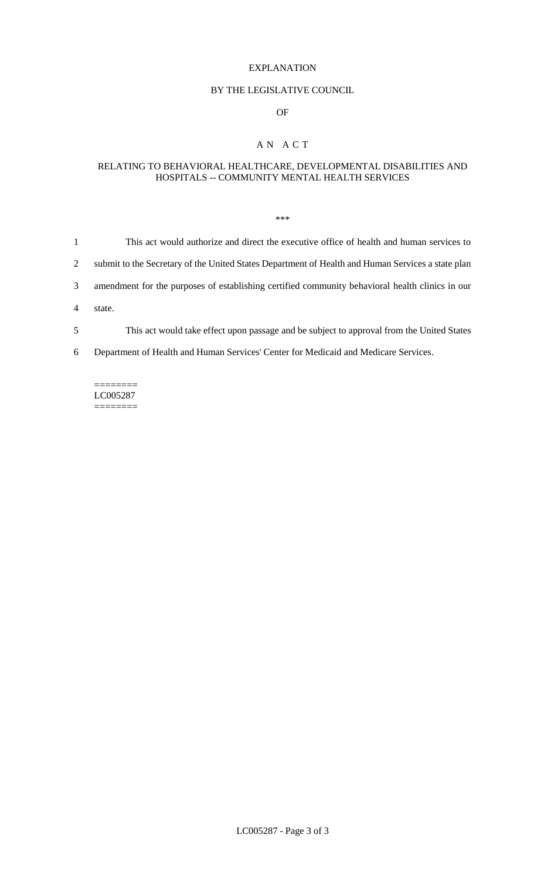EXPLANATION

BY THE LEGISLATIVE COUNCIL

OF

A N A C T

RELATING TO BEHAVIORAL HEALTHCARE, DEVELOPMENTAL DISABILITIES AND HOSPITALS -- COMMUNITY MENTAL HEALTH SERVICES

***

This act would authorize and direct the executive office of health and human services to submit to the Secretary of the United States Department of Health and Human Services a state plan amendment for the purposes of establishing certified community behavioral health clinics in our state.

This act would take effect upon passage and be subject to approval from the United States Department of Health and Human Services' Center for Medicaid and Medicare Services.

========
LC005287
========